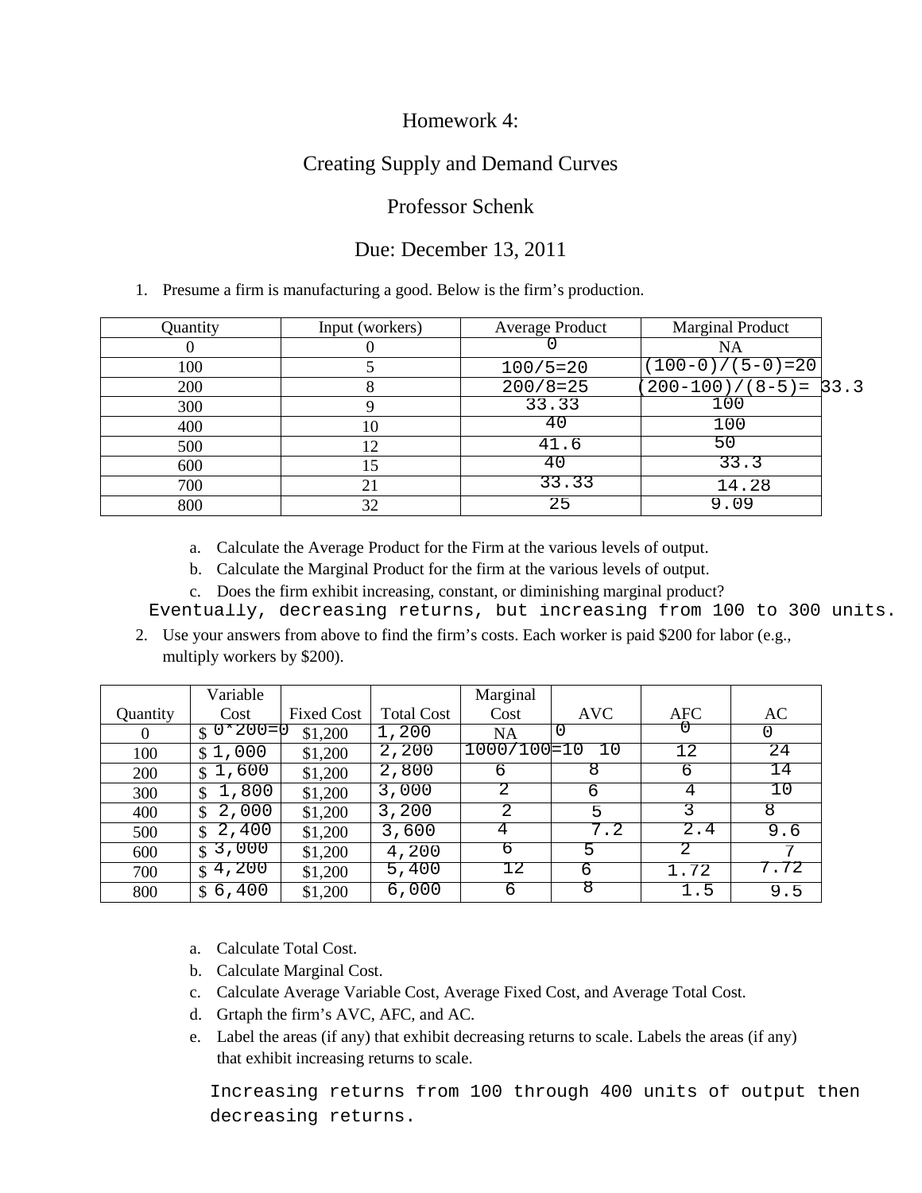# Homework 4:

## Creating Supply and Demand Curves

### Professor Schenk

### Due: December 13, 2011

1. Presume a firm is manufacturing a good. Below is the firm's production.

| Quantity | Input (workers) | Average Product | Marginal Product |
|---|---|---|---|
| 0 | 0 | 0 | NA |
| 100 | 5 | 100/5=20 | (100-0)/(5-0)=20 |
| 200 | 8 | 200/8=25 | (200-100)/(8-5)= 33.3 |
| 300 | 9 | 33.33 | 100 |
| 400 | 10 | 40 | 100 |
| 500 | 12 | 41.6 | 50 |
| 600 | 15 | 40 | 33.3 |
| 700 | 21 | 33.33 | 14.28 |
| 800 | 32 | 25 | 9.09 |

   a. Calculate the Average Product for the Firm at the various levels of output.
   b. Calculate the Marginal Product for the firm at the various levels of output.
   c. Does the firm exhibit increasing, constant, or diminishing marginal product?

   Eventually, decreasing returns, but increasing from 100 to 300 units.

2. Use your answers from above to find the firm's costs. Each worker is paid $200 for labor (e.g., multiply workers by $200).

| Quantity | Variable Cost | Fixed Cost | Total Cost | Marginal Cost | AVC | AFC | AC |
|---|---|---|---|---|---|---|---|
| 0 | $ 0*200=0 | $1,200 | 1,200 | NA | 0 | 0 | 0 |
| 100 | $ 1,000 | $1,200 | 2,200 | 1000/100=10 | 10 | 12 | 24 |
| 200 | $ 1,600 | $1,200 | 2,800 | 6 | 8 | 6 | 14 |
| 300 | $ 1,800 | $1,200 | 3,000 | 2 | 6 | 4 | 10 |
| 400 | $ 2,000 | $1,200 | 3,200 | 2 | 5 | 3 | 8 |
| 500 | $ 2,400 | $1,200 | 3,600 | 4 | 7.2 | 2.4 | 9.6 |
| 600 | $ 3,000 | $1,200 | 4,200 | 6 | 5 | 2 | 7 |
| 700 | $ 4,200 | $1,200 | 5,400 | 12 | 6 | 1.72 | 7.72 |
| 800 | $ 6,400 | $1,200 | 6,000 | 6 | 8 | 1.5 | 9.5 |

   a. Calculate Total Cost.
   b. Calculate Marginal Cost.
   c. Calculate Average Variable Cost, Average Fixed Cost, and Average Total Cost.
   d. Grtaph the firm's AVC, AFC, and AC.
   e. Label the areas (if any) that exhibit decreasing returns to scale. Labels the areas (if any) that exhibit increasing returns to scale.

   Increasing returns from 100 through 400 units of output then decreasing returns.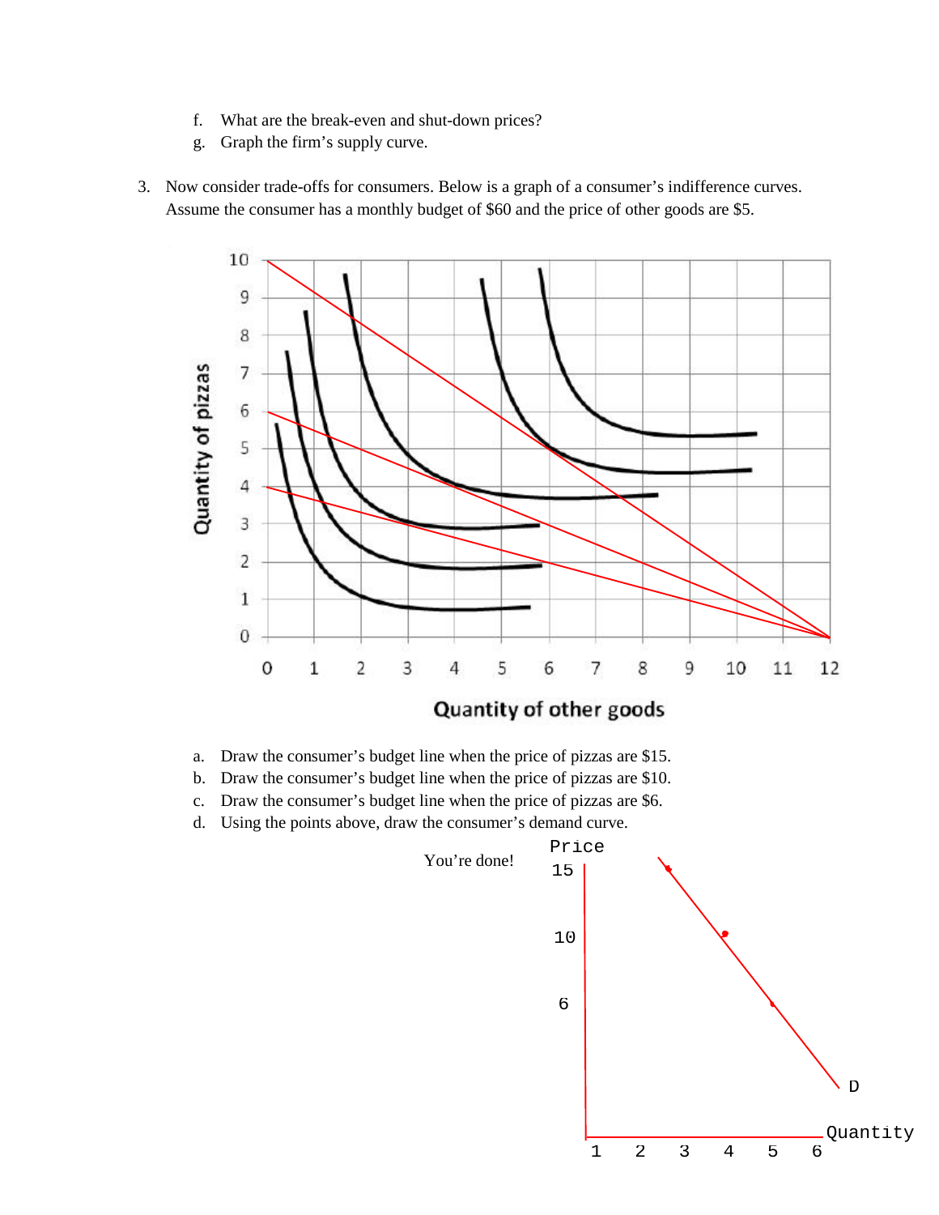f. What are the break-even and shut-down prices?
g. Graph the firm's supply curve.

3. Now consider trade-offs for consumers. Below is a graph of a consumer's indifference curves. Assume the consumer has a monthly budget of $60 and the price of other goods are $5.

Quantity of pizzas

10
9
8
7
6
5
4
3
2
1
0

0 1 2 3 4 5 6 7 8 9 10 11 12

Quantity of other goods

a. Draw the consumer's budget line when the price of pizzas are $15.
b. Draw the consumer's budget line when the price of pizzas are $10.
c. Draw the consumer's budget line when the price of pizzas are $6.
d. Using the points above, draw the consumer's demand curve.

You're done!

Price
15
10
6
D
Quantity
1 2 3 4 5 6